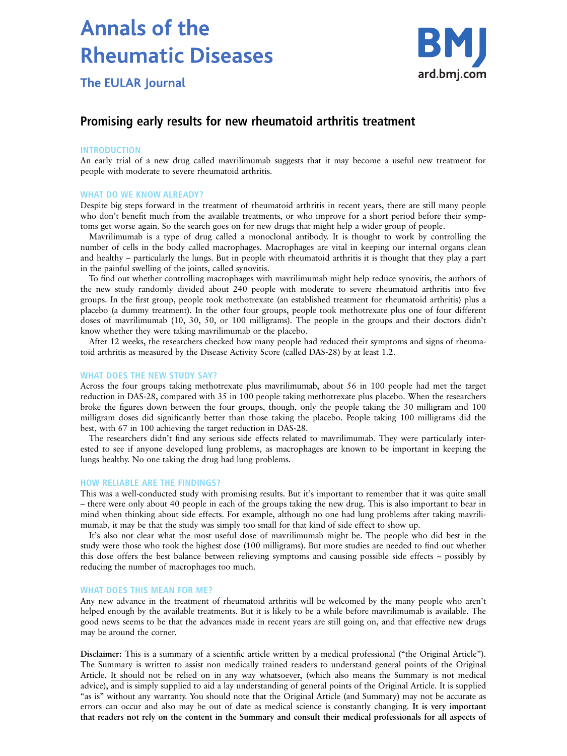# Annals of the Rheumatic Diseases

**The EULAR Journal**

## Promising early results for new rheumatoid arthritis treatment

### INTRODUCTION

An early trial of a new drug called mavrilimumab suggests that it may become a useful new treatment for people with moderate to severe rheumatoid arthritis.

### WHAT DO WE KNOW ALREADY?

Despite big steps forward in the treatment of rheumatoid arthritis in recent years, there are still many people who don't benefit much from the available treatments, or who improve for a short period before their symptoms get worse again. So the search goes on for new drugs that might help a wider group of people.

Mavrilimumab is a type of drug called a monoclonal antibody. It is thought to work by controlling the number of cells in the body called macrophages. Macrophages are vital in keeping our internal organs clean and healthy – particularly the lungs. But in people with rheumatoid arthritis it is thought that they play a part in the painful swelling of the joints, called synovitis.

To find out whether controlling macrophages with mavrilimumab might help reduce synovitis, the authors of the new study randomly divided about 240 people with moderate to severe rheumatoid arthritis into five groups. In the first group, people took methotrexate (an established treatment for rheumatoid arthritis) plus a placebo (a dummy treatment). In the other four groups, people took methotrexate plus one of four different doses of mavrilimumab (10, 30, 50, or 100 milligrams). The people in the groups and their doctors didn't know whether they were taking mavrilimumab or the placebo.

After 12 weeks, the researchers checked how many people had reduced their symptoms and signs of rheumatoid arthritis as measured by the Disease Activity Score (called DAS-28) by at least 1.2.

### WHAT DOES THE NEW STUDY SAY?

Across the four groups taking methotrexate plus mavrilimumab, about 56 in 100 people had met the target reduction in DAS-28, compared with 35 in 100 people taking methotrexate plus placebo. When the researchers broke the figures down between the four groups, though, only the people taking the 30 milligram and 100 milligram doses did significantly better than those taking the placebo. People taking 100 milligrams did the best, with 67 in 100 achieving the target reduction in DAS-28.

The researchers didn't find any serious side effects related to mavrilimumab. They were particularly interested to see if anyone developed lung problems, as macrophages are known to be important in keeping the lungs healthy. No one taking the drug had lung problems.

### HOW RELIABLE ARE THE FINDINGS?

This was a well-conducted study with promising results. But it's important to remember that it was quite small – there were only about 40 people in each of the groups taking the new drug. This is also important to bear in mind when thinking about side effects. For example, although no one had lung problems after taking mavrilimumab, it may be that the study was simply too small for that kind of side effect to show up.

It's also not clear what the most useful dose of mavrilimumab might be. The people who did best in the study were those who took the highest dose (100 milligrams). But more studies are needed to find out whether this dose offers the best balance between relieving symptoms and causing possible side effects – possibly by reducing the number of macrophages too much.

### WHAT DOES THIS MEAN FOR ME?

Any new advance in the treatment of rheumatoid arthritis will be welcomed by the many people who aren't helped enough by the available treatments. But it is likely to be a while before mavrilimumab is available. The good news seems to be that the advances made in recent years are still going on, and that effective new drugs may be around the corner.

**Disclaimer:** This is a summary of a scientific article written by a medical professional ("the Original Article"). The Summary is written to assist non medically trained readers to understand general points of the Original Article. It should not be relied on in any way whatsoever, (which also means the Summary is not medical advice), and is simply supplied to aid a lay understanding of general points of the Original Article. It is supplied "as is" without any warranty. You should note that the Original Article (and Summary) may not be accurate as errors can occur and also may be out of date as medical science is constantly changing. **It is very important that readers not rely on the content in the Summary and consult their medical professionals for all aspects of**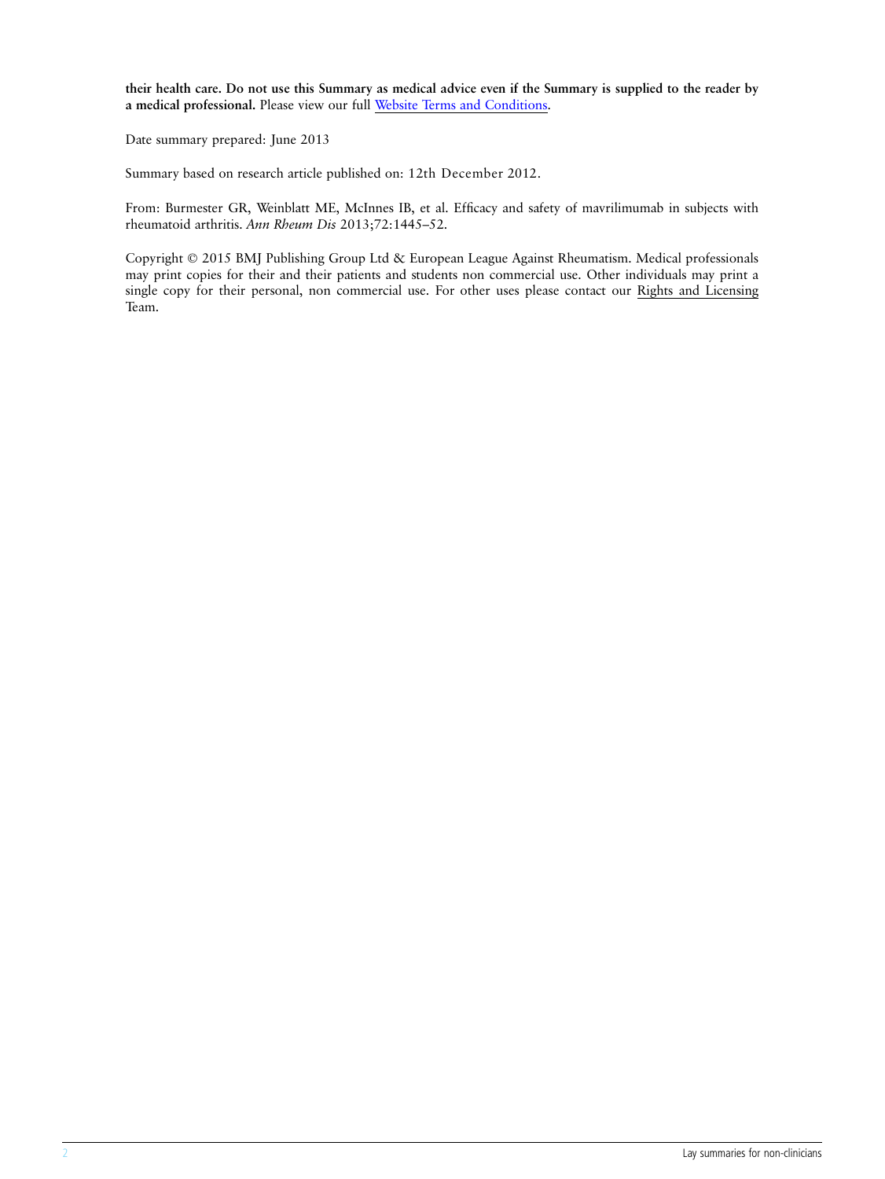**their health care. Do not use this Summary as medical advice even if the Summary is supplied to the reader by a medical professional.** Please view our full Website Terms and Conditions.

Date summary prepared: June 2013

Summary based on research article published on: 12th December 2012.

From: Burmester GR, Weinblatt ME, McInnes IB, et al. Efficacy and safety of mavrilimumab in subjects with rheumatoid arthritis. *Ann Rheum Dis* 2013;72:1445–52.

Copyright © 2015 BMJ Publishing Group Ltd & European League Against Rheumatism. Medical professionals may print copies for their and their patients and students non commercial use. Other individuals may print a single copy for their personal, non commercial use. For other uses please contact our Rights and Licensing Team.